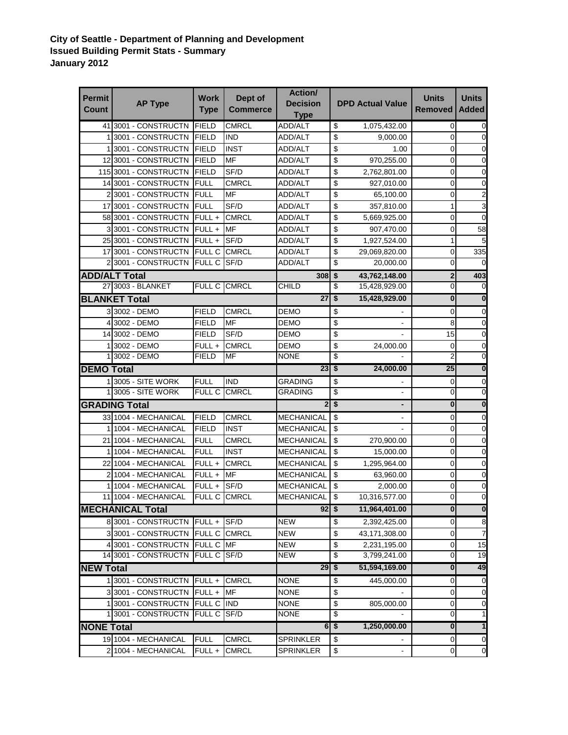**City of Seattle - Department of Planning and Development**
**Issued Building Permit Stats - Summary**
**January 2012**

| Permit Count | AP Type | Work Type | Dept of Commerce | Action/ Decision Type | DPD Actual Value | Units Removed | Units Added |
|---|---|---|---|---|---|---|---|
| 41 | 3001 - CONSTRUCTN | FIELD | CMRCL | ADD/ALT | $ 1,075,432.00 | 0 | 0 |
| 1 | 3001 - CONSTRUCTN | FIELD | IND | ADD/ALT | $ 9,000.00 | 0 | 0 |
| 1 | 3001 - CONSTRUCTN | FIELD | INST | ADD/ALT | $ 1.00 | 0 | 0 |
| 12 | 3001 - CONSTRUCTN | FIELD | MF | ADD/ALT | $ 970,255.00 | 0 | 0 |
| 115 | 3001 - CONSTRUCTN | FIELD | SF/D | ADD/ALT | $ 2,762,801.00 | 0 | 0 |
| 14 | 3001 - CONSTRUCTN | FULL | CMRCL | ADD/ALT | $ 927,010.00 | 0 | 0 |
| 2 | 3001 - CONSTRUCTN | FULL | MF | ADD/ALT | $ 65,100.00 | 0 | 2 |
| 17 | 3001 - CONSTRUCTN | FULL | SF/D | ADD/ALT | $ 357,810.00 | 1 | 3 |
| 58 | 3001 - CONSTRUCTN | FULL + | CMRCL | ADD/ALT | $ 5,669,925.00 | 0 | 0 |
| 3 | 3001 - CONSTRUCTN | FULL + | MF | ADD/ALT | $ 907,470.00 | 0 | 58 |
| 25 | 3001 - CONSTRUCTN | FULL + | SF/D | ADD/ALT | $ 1,927,524.00 | 1 | 5 |
| 17 | 3001 - CONSTRUCTN | FULL C | CMRCL | ADD/ALT | $ 29,069,820.00 | 0 | 335 |
| 2 | 3001 - CONSTRUCTN | FULL C | SF/D | ADD/ALT | $ 20,000.00 | 0 | 0 |
| **ADD/ALT Total** | | | | **308** | **$ 43,762,148.00** | **2** | **403** |
| 27 | 3003 - BLANKET | FULL C | CMRCL | CHILD | $ 15,428,929.00 | 0 | 0 |
| **BLANKET Total** | | | | **27** | **$ 15,428,929.00** | **0** | **0** |
| 3 | 3002 - DEMO | FIELD | CMRCL | DEMO | $ - | 0 | 0 |
| 4 | 3002 - DEMO | FIELD | MF | DEMO | $ - | 8 | 0 |
| 14 | 3002 - DEMO | FIELD | SF/D | DEMO | $ - | 15 | 0 |
| 1 | 3002 - DEMO | FULL + | CMRCL | DEMO | $ 24,000.00 | 0 | 0 |
| 1 | 3002 - DEMO | FIELD | MF | NONE | $ - | 2 | 0 |
| **DEMO Total** | | | | **23** | **$ 24,000.00** | **25** | **0** |
| 1 | 3005 - SITE WORK | FULL | IND | GRADING | $ - | 0 | 0 |
| 1 | 3005 - SITE WORK | FULL C | CMRCL | GRADING | $ - | 0 | 0 |
| **GRADING Total** | | | | **2** | **$ -** | **0** | **0** |
| 33 | 1004 - MECHANICAL | FIELD | CMRCL | MECHANICAL | $ - | 0 | 0 |
| 1 | 1004 - MECHANICAL | FIELD | INST | MECHANICAL | $ - | 0 | 0 |
| 21 | 1004 - MECHANICAL | FULL | CMRCL | MECHANICAL | $ 270,900.00 | 0 | 0 |
| 1 | 1004 - MECHANICAL | FULL | INST | MECHANICAL | $ 15,000.00 | 0 | 0 |
| 22 | 1004 - MECHANICAL | FULL + | CMRCL | MECHANICAL | $ 1,295,964.00 | 0 | 0 |
| 2 | 1004 - MECHANICAL | FULL + | MF | MECHANICAL | $ 63,960.00 | 0 | 0 |
| 1 | 1004 - MECHANICAL | FULL + | SF/D | MECHANICAL | $ 2,000.00 | 0 | 0 |
| 11 | 1004 - MECHANICAL | FULL C | CMRCL | MECHANICAL | $ 10,316,577.00 | 0 | 0 |
| **MECHANICAL Total** | | | | **92** | **$ 11,964,401.00** | **0** | **0** |
| 8 | 3001 - CONSTRUCTN | FULL + | SF/D | NEW | $ 2,392,425.00 | 0 | 8 |
| 3 | 3001 - CONSTRUCTN | FULL C | CMRCL | NEW | $ 43,171,308.00 | 0 | 7 |
| 4 | 3001 - CONSTRUCTN | FULL C | MF | NEW | $ 2,231,195.00 | 0 | 15 |
| 14 | 3001 - CONSTRUCTN | FULL C | SF/D | NEW | $ 3,799,241.00 | 0 | 19 |
| **NEW Total** | | | | **29** | **$ 51,594,169.00** | **0** | **49** |
| 1 | 3001 - CONSTRUCTN | FULL + | CMRCL | NONE | $ 445,000.00 | 0 | 0 |
| 3 | 3001 - CONSTRUCTN | FULL + | MF | NONE | $ - | 0 | 0 |
| 1 | 3001 - CONSTRUCTN | FULL C | IND | NONE | $ 805,000.00 | 0 | 0 |
| 1 | 3001 - CONSTRUCTN | FULL C | SF/D | NONE | $ - | 0 | 1 |
| **NONE Total** | | | | **6** | **$ 1,250,000.00** | **0** | **1** |
| 19 | 1004 - MECHANICAL | FULL | CMRCL | SPRINKLER | $ - | 0 | 0 |
| 2 | 1004 - MECHANICAL | FULL + | CMRCL | SPRINKLER | $ - | 0 | 0 |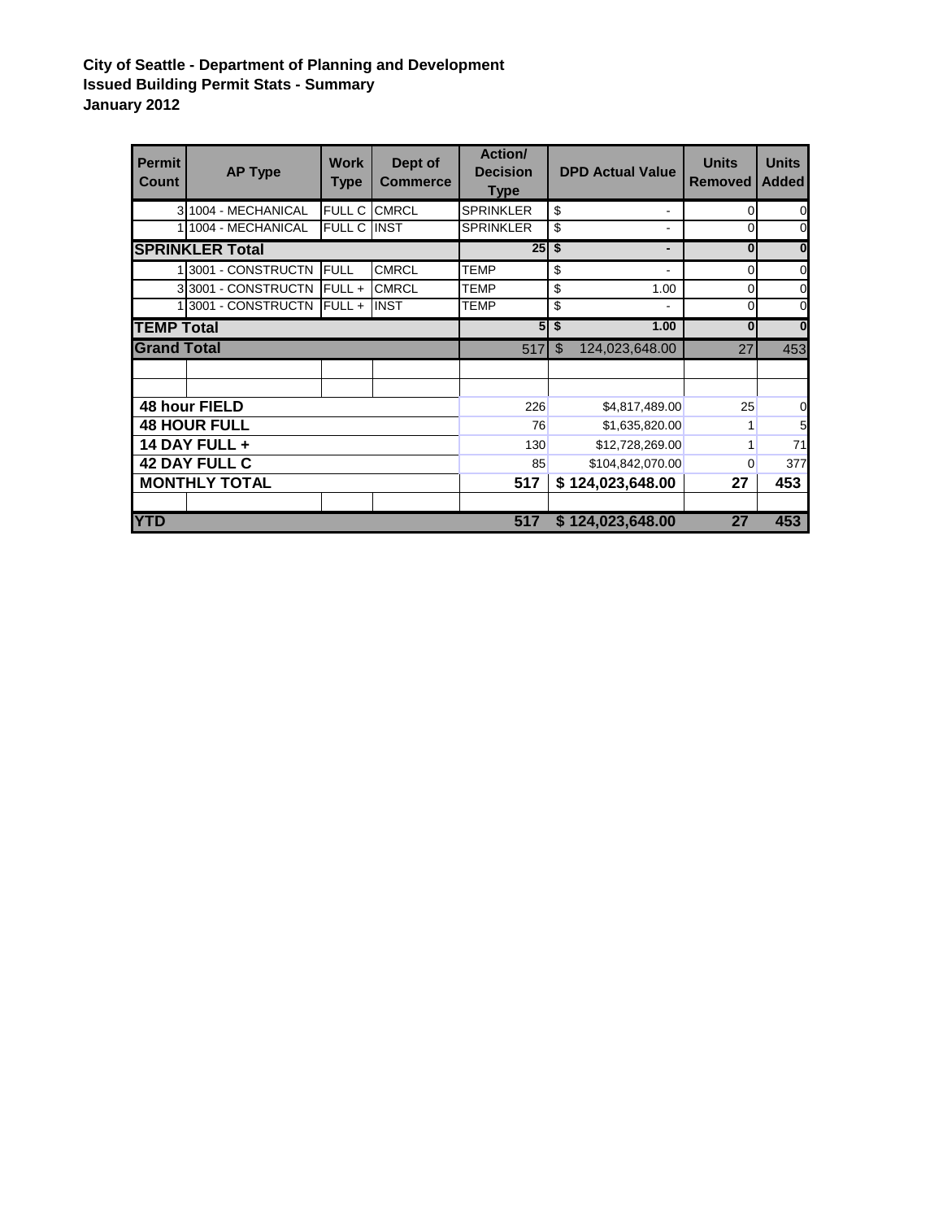**City of Seattle - Department of Planning and Development**
**Issued Building Permit Stats - Summary**
**January 2012**

| Permit Count | AP Type | Work Type | Dept of Commerce | Action/ Decision Type | DPD Actual Value | Units Removed | Units Added |
|---|---|---|---|---|---|---|---|
| 3 | 1004 - MECHANICAL | FULL C | CMRCL | SPRINKLER | $ - | 0 | 0 |
| 1 | 1004 - MECHANICAL | FULL C | INST | SPRINKLER | $ - | 0 | 0 |
| **SPRINKLER Total** | | | | **25** | **$ -** | **0** | **0** |
| 1 | 3001 - CONSTRUCTN | FULL | CMRCL | TEMP | $ - | 0 | 0 |
| 3 | 3001 - CONSTRUCTN | FULL + | CMRCL | TEMP | $ 1.00 | 0 | 0 |
| 1 | 3001 - CONSTRUCTN | FULL + | INST | TEMP | $ - | 0 | 0 |
| **TEMP Total** | | | | **5** | **$ 1.00** | **0** | **0** |
| **Grand Total** | | | | 517 | $ 124,023,648.00 | 27 | 453 |
| | | | | | | | |
| | | | | | | | |
| **48 hour FIELD** | | | | 226 | $4,817,489.00 | 25 | 0 |
| **48 HOUR FULL** | | | | 76 | $1,635,820.00 | 1 | 5 |
| **14 DAY FULL +** | | | | 130 | $12,728,269.00 | 1 | 71 |
| **42 DAY FULL C** | | | | 85 | $104,842,070.00 | 0 | 377 |
| **MONTHLY TOTAL** | | | | **517** | **$ 124,023,648.00** | **27** | **453** |
| | | | | | | | |
| **YTD** | | | | **517** | **$ 124,023,648.00** | **27** | **453** |